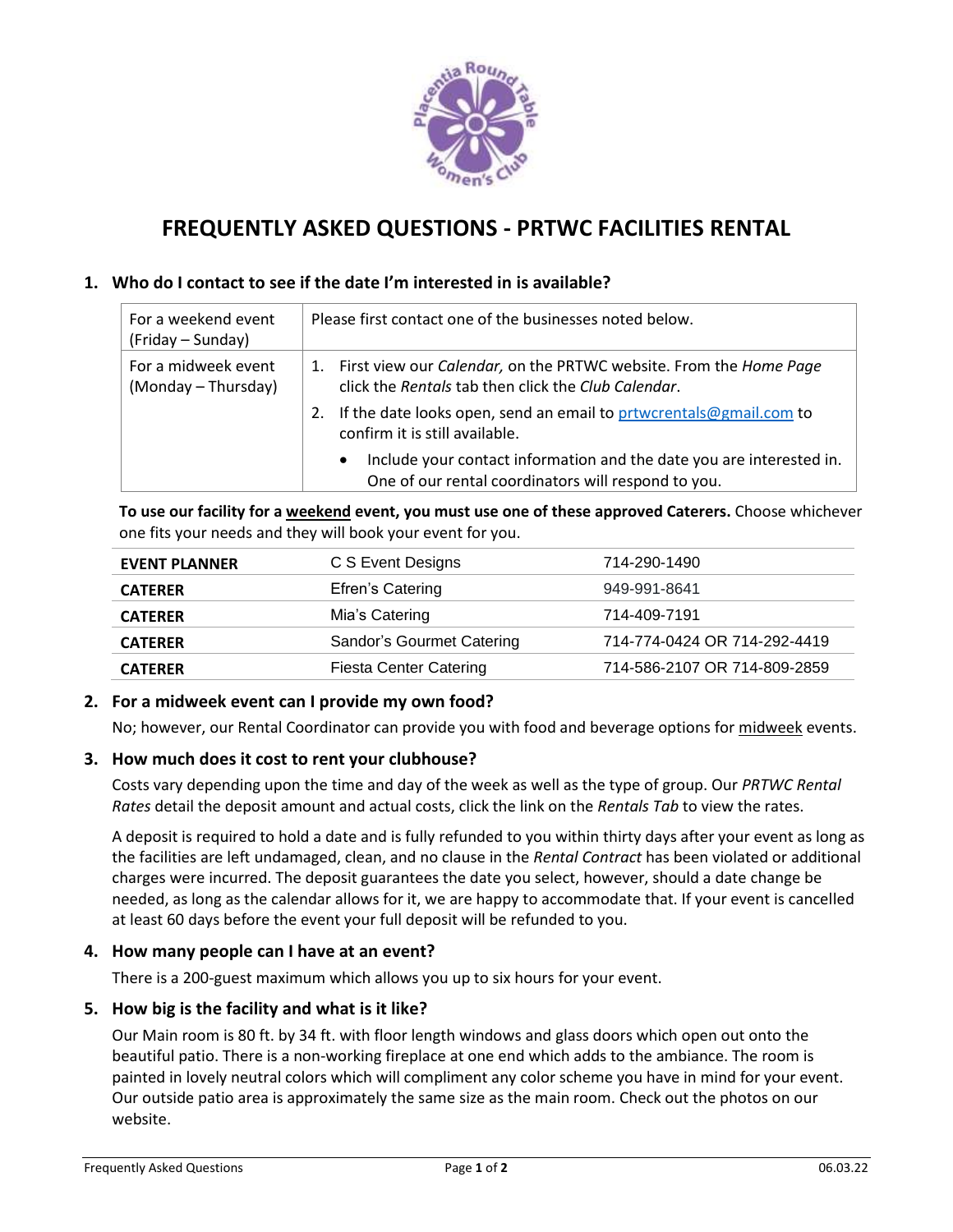# FREQUENTLY ASKED QUESTIONS - PRTWC FACILITIES RENTAL

## 1. Who do I contact to see if the date I'm interested in is available?

| | |
|---|---|
| For a weekend event (Friday – Sunday) | Please first contact one of the businesses noted below. |
| For a midweek event (Monday – Thursday) | 1. First view our *Calendar,* on the PRTWC website. From the *Home Page* click the *Rentals* tab then click the *Club Calendar*.<br>2. If the date looks open, send an email to prtwcrentals@gmail.com to confirm it is still available.<br>• Include your contact information and the date you are interested in. One of our rental coordinators will respond to you. |

**To use our facility for a weekend event, you must use one of these approved Caterers.** Choose whichever one fits your needs and they will book your event for you.

| | | |
|---|---|---|
| **EVENT PLANNER** | C S Event Designs | 714-290-1490 |
| **CATERER** | Efren's Catering | 949-991-8641 |
| **CATERER** | Mia's Catering | 714-409-7191 |
| **CATERER** | Sandor's Gourmet Catering | 714-774-0424 OR 714-292-4419 |
| **CATERER** | Fiesta Center Catering | 714-586-2107 OR 714-809-2859 |

## 2. For a midweek event can I provide my own food?

No; however, our Rental Coordinator can provide you with food and beverage options for midweek events.

## 3. How much does it cost to rent your clubhouse?

Costs vary depending upon the time and day of the week as well as the type of group. Our *PRTWC Rental Rates* detail the deposit amount and actual costs, click the link on the *Rentals Tab* to view the rates.

A deposit is required to hold a date and is fully refunded to you within thirty days after your event as long as the facilities are left undamaged, clean, and no clause in the *Rental Contract* has been violated or additional charges were incurred. The deposit guarantees the date you select, however, should a date change be needed, as long as the calendar allows for it, we are happy to accommodate that. If your event is cancelled at least 60 days before the event your full deposit will be refunded to you.

## 4. How many people can I have at an event?

There is a 200-guest maximum which allows you up to six hours for your event.

## 5. How big is the facility and what is it like?

Our Main room is 80 ft. by 34 ft. with floor length windows and glass doors which open out onto the beautiful patio. There is a non-working fireplace at one end which adds to the ambiance. The room is painted in lovely neutral colors which will compliment any color scheme you have in mind for your event. Our outside patio area is approximately the same size as the main room. Check out the photos on our website.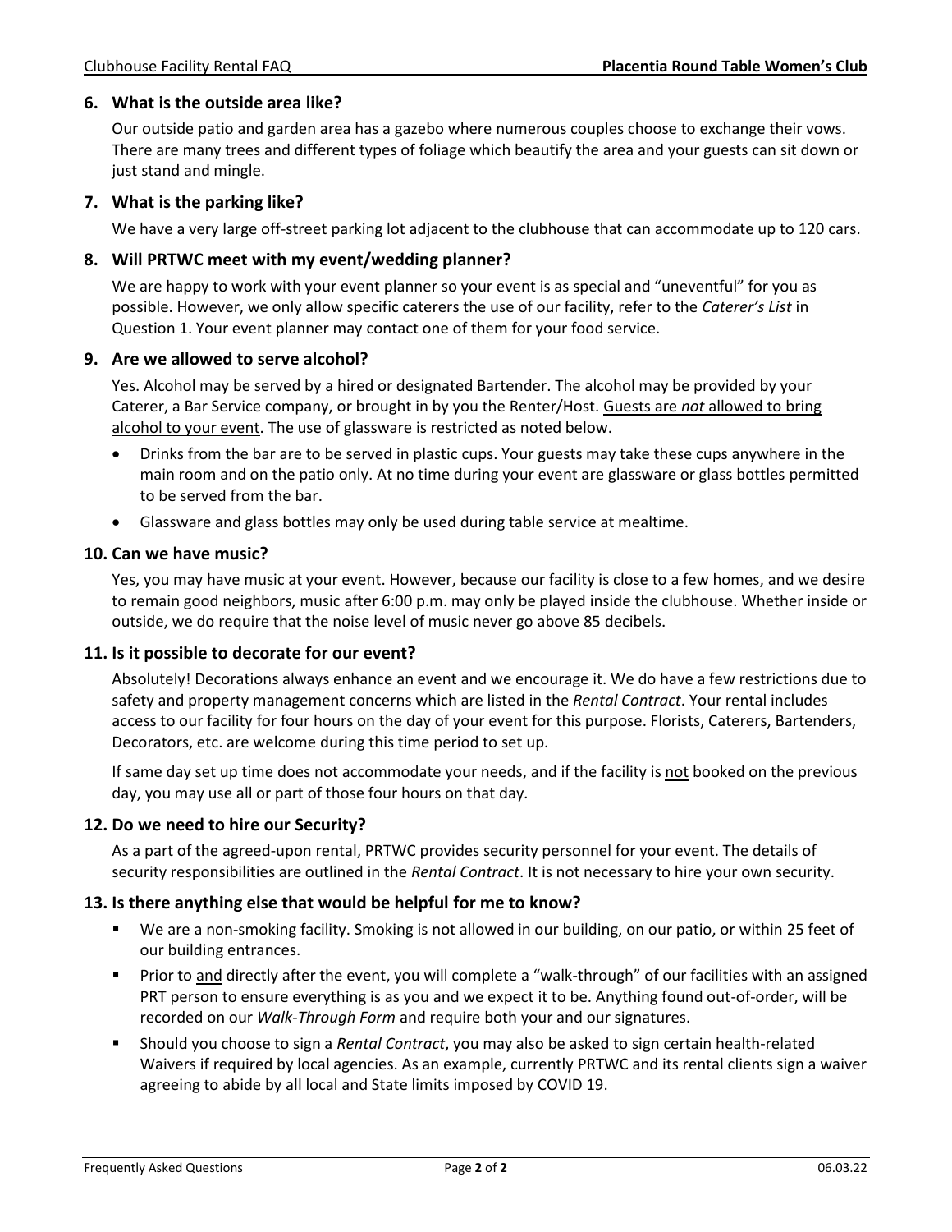### 6. What is the outside area like?

Our outside patio and garden area has a gazebo where numerous couples choose to exchange their vows. There are many trees and different types of foliage which beautify the area and your guests can sit down or just stand and mingle.

### 7. What is the parking like?

We have a very large off-street parking lot adjacent to the clubhouse that can accommodate up to 120 cars.

### 8. Will PRTWC meet with my event/wedding planner?

We are happy to work with your event planner so your event is as special and "uneventful" for you as possible. However, we only allow specific caterers the use of our facility, refer to the *Caterer's List* in Question 1. Your event planner may contact one of them for your food service.

### 9. Are we allowed to serve alcohol?

Yes. Alcohol may be served by a hired or designated Bartender. The alcohol may be provided by your Caterer, a Bar Service company, or brought in by you the Renter/Host. <u>Guests are *not* allowed to bring alcohol to your event</u>. The use of glassware is restricted as noted below.

- Drinks from the bar are to be served in plastic cups. Your guests may take these cups anywhere in the main room and on the patio only. At no time during your event are glassware or glass bottles permitted to be served from the bar.
- Glassware and glass bottles may only be used during table service at mealtime.

### 10. Can we have music?

Yes, you may have music at your event. However, because our facility is close to a few homes, and we desire to remain good neighbors, music <u>after 6:00 p.m</u>. may only be played <u>inside</u> the clubhouse. Whether inside or outside, we do require that the noise level of music never go above 85 decibels.

### 11. Is it possible to decorate for our event?

Absolutely! Decorations always enhance an event and we encourage it. We do have a few restrictions due to safety and property management concerns which are listed in the *Rental Contract*. Your rental includes access to our facility for four hours on the day of your event for this purpose. Florists, Caterers, Bartenders, Decorators, etc. are welcome during this time period to set up.

If same day set up time does not accommodate your needs, and if the facility is <u>not</u> booked on the previous day, you may use all or part of those four hours on that day.

### 12. Do we need to hire our Security?

As a part of the agreed-upon rental, PRTWC provides security personnel for your event. The details of security responsibilities are outlined in the *Rental Contract*. It is not necessary to hire your own security.

### 13. Is there anything else that would be helpful for me to know?

- We are a non-smoking facility. Smoking is not allowed in our building, on our patio, or within 25 feet of our building entrances.
- Prior to <u>and</u> directly after the event, you will complete a "walk-through" of our facilities with an assigned PRT person to ensure everything is as you and we expect it to be. Anything found out-of-order, will be recorded on our *Walk-Through Form* and require both your and our signatures.
- Should you choose to sign a *Rental Contract*, you may also be asked to sign certain health-related Waivers if required by local agencies. As an example, currently PRTWC and its rental clients sign a waiver agreeing to abide by all local and State limits imposed by COVID 19.